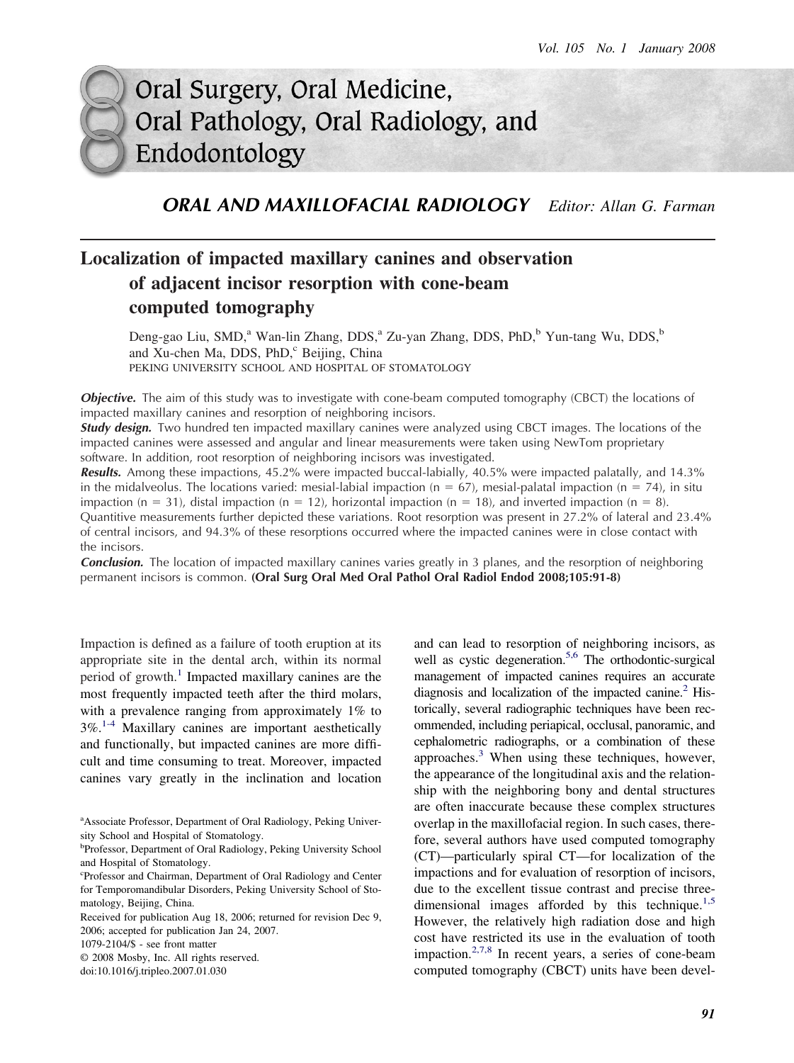## ORAL AND MAXILLOFACIAL RADIOLOGY   *Editor: Allan G. Farman*

# Localization of impacted maxillary canines and observation of adjacent incisor resorption with cone-beam computed tomography

Deng-gao Liu, SMD,[a] Wan-lin Zhang, DDS,[a] Zu-yan Zhang, DDS, PhD,[b] Yun-tang Wu, DDS,[b] and Xu-chen Ma, DDS, PhD,[c] Beijing, China

PEKING UNIVERSITY SCHOOL AND HOSPITAL OF STOMATOLOGY

***Objective.*** The aim of this study was to investigate with cone-beam computed tomography (CBCT) the locations of impacted maxillary canines and resorption of neighboring incisors.

***Study design.*** Two hundred ten impacted maxillary canines were analyzed using CBCT images. The locations of the impacted canines were assessed and angular and linear measurements were taken using NewTom proprietary software. In addition, root resorption of neighboring incisors was investigated.

***Results.*** Among these impactions, 45.2% were impacted buccal-labially, 40.5% were impacted palatally, and 14.3% in the midalveolus. The locations varied: mesial-labial impaction (n = 67), mesial-palatal impaction (n = 74), in situ impaction (n = 31), distal impaction (n = 12), horizontal impaction (n = 18), and inverted impaction (n = 8). Quantitive measurements further depicted these variations. Root resorption was present in 27.2% of lateral and 23.4% of central incisors, and 94.3% of these resorptions occurred where the impacted canines were in close contact with the incisors.

***Conclusion.*** The location of impacted maxillary canines varies greatly in 3 planes, and the resorption of neighboring permanent incisors is common. **(Oral Surg Oral Med Oral Pathol Oral Radiol Endod 2008;105:91-8)**

Impaction is defined as a failure of tooth eruption at its appropriate site in the dental arch, within its normal period of growth.[1] Impacted maxillary canines are the most frequently impacted teeth after the third molars, with a prevalence ranging from approximately 1% to 3%.[1-4] Maxillary canines are important aesthetically and functionally, but impacted canines are more difficult and time consuming to treat. Moreover, impacted canines vary greatly in the inclination and location and can lead to resorption of neighboring incisors, as well as cystic degeneration.[5,6] The orthodontic-surgical management of impacted canines requires an accurate diagnosis and localization of the impacted canine.[2] Historically, several radiographic techniques have been recommended, including periapical, occlusal, panoramic, and cephalometric radiographs, or a combination of these approaches.[3] When using these techniques, however, the appearance of the longitudinal axis and the relationship with the neighboring bony and dental structures are often inaccurate because these complex structures overlap in the maxillofacial region. In such cases, therefore, several authors have used computed tomography (CT)—particularly spiral CT—for localization of the impactions and for evaluation of resorption of incisors, due to the excellent tissue contrast and precise three-dimensional images afforded by this technique.[1,5] However, the relatively high radiation dose and high cost have restricted its use in the evaluation of tooth impaction.[2,7,8] In recent years, a series of cone-beam computed tomography (CBCT) units have been devel-

[a]Associate Professor, Department of Oral Radiology, Peking University School and Hospital of Stomatology.

[b]Professor, Department of Oral Radiology, Peking University School and Hospital of Stomatology.

[c]Professor and Chairman, Department of Oral Radiology and Center for Temporomandibular Disorders, Peking University School of Stomatology, Beijing, China.

Received for publication Aug 18, 2006; returned for revision Dec 9, 2006; accepted for publication Jan 24, 2007.

1079-2104/$ - see front matter

© 2008 Mosby, Inc. All rights reserved.

doi:10.1016/j.tripleo.2007.01.030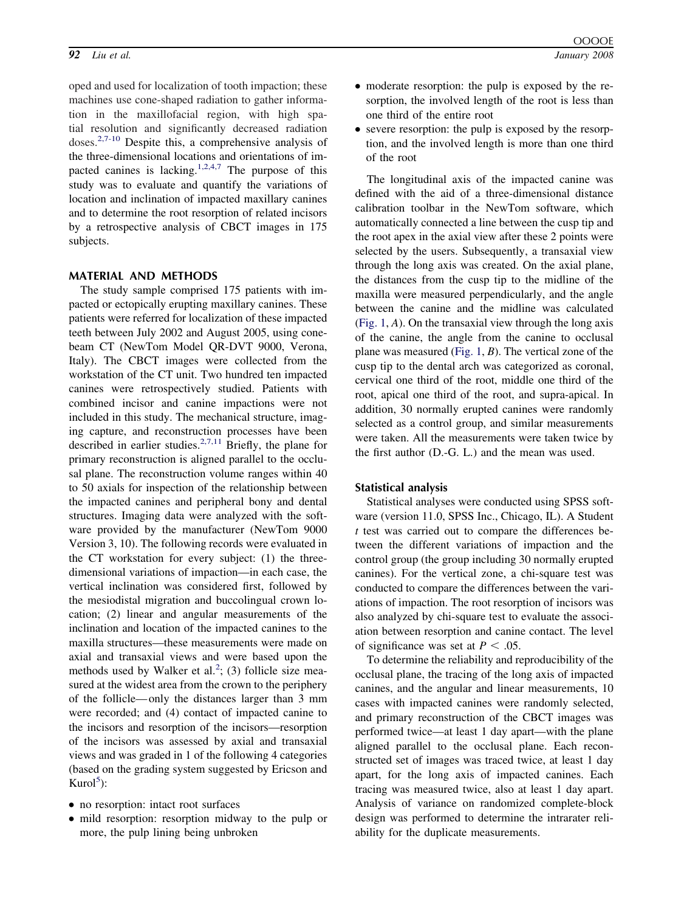oped and used for localization of tooth impaction; these machines use cone-shaped radiation to gather information in the maxillofacial region, with high spatial resolution and significantly decreased radiation doses.[2,7-10] Despite this, a comprehensive analysis of the three-dimensional locations and orientations of impacted canines is lacking.[1,2,4,7] The purpose of this study was to evaluate and quantify the variations of location and inclination of impacted maxillary canines and to determine the root resorption of related incisors by a retrospective analysis of CBCT images in 175 subjects.

## MATERIAL AND METHODS

The study sample comprised 175 patients with impacted or ectopically erupting maxillary canines. These patients were referred for localization of these impacted teeth between July 2002 and August 2005, using cone-beam CT (NewTom Model QR-DVT 9000, Verona, Italy). The CBCT images were collected from the workstation of the CT unit. Two hundred ten impacted canines were retrospectively studied. Patients with combined incisor and canine impactions were not included in this study. The mechanical structure, imaging capture, and reconstruction processes have been described in earlier studies.[2,7,11] Briefly, the plane for primary reconstruction is aligned parallel to the occlusal plane. The reconstruction volume ranges within 40 to 50 axials for inspection of the relationship between the impacted canines and peripheral bony and dental structures. Imaging data were analyzed with the software provided by the manufacturer (NewTom 9000 Version 3, 10). The following records were evaluated in the CT workstation for every subject: (1) the three-dimensional variations of impaction—in each case, the vertical inclination was considered first, followed by the mesiodistal migration and buccolingual crown location; (2) linear and angular measurements of the inclination and location of the impacted canines to the maxilla structures—these measurements were made on axial and transaxial views and were based upon the methods used by Walker et al.[2]; (3) follicle size measured at the widest area from the crown to the periphery of the follicle—only the distances larger than 3 mm were recorded; and (4) contact of impacted canine to the incisors and resorption of the incisors—resorption of the incisors was assessed by axial and transaxial views and was graded in 1 of the following 4 categories (based on the grading system suggested by Ericson and Kurol[5]):

- no resorption: intact root surfaces
- mild resorption: resorption midway to the pulp or more, the pulp lining being unbroken
- moderate resorption: the pulp is exposed by the resorption, the involved length of the root is less than one third of the entire root
- severe resorption: the pulp is exposed by the resorption, and the involved length is more than one third of the root

The longitudinal axis of the impacted canine was defined with the aid of a three-dimensional distance calibration toolbar in the NewTom software, which automatically connected a line between the cusp tip and the root apex in the axial view after these 2 points were selected by the users. Subsequently, a transaxial view through the long axis was created. On the axial plane, the distances from the cusp tip to the midline of the maxilla were measured perpendicularly, and the angle between the canine and the midline was calculated (Fig. 1, *A*). On the transaxial view through the long axis of the canine, the angle from the canine to occlusal plane was measured (Fig. 1, *B*). The vertical zone of the cusp tip to the dental arch was categorized as coronal, cervical one third of the root, middle one third of the root, apical one third of the root, and supra-apical. In addition, 30 normally erupted canines were randomly selected as a control group, and similar measurements were taken. All the measurements were taken twice by the first author (D.-G. L.) and the mean was used.

### Statistical analysis

Statistical analyses were conducted using SPSS software (version 11.0, SPSS Inc., Chicago, IL). A Student *t* test was carried out to compare the differences between the different variations of impaction and the control group (the group including 30 normally erupted canines). For the vertical zone, a chi-square test was conducted to compare the differences between the variations of impaction. The root resorption of incisors was also analyzed by chi-square test to evaluate the association between resorption and canine contact. The level of significance was set at $P < .05$.

To determine the reliability and reproducibility of the occlusal plane, the tracing of the long axis of impacted canines, and the angular and linear measurements, 10 cases with impacted canines were randomly selected, and primary reconstruction of the CBCT images was performed twice—at least 1 day apart—with the plane aligned parallel to the occlusal plane. Each reconstructed set of images was traced twice, at least 1 day apart, for the long axis of impacted canines. Each tracing was measured twice, also at least 1 day apart. Analysis of variance on randomized complete-block design was performed to determine the intrarater reliability for the duplicate measurements.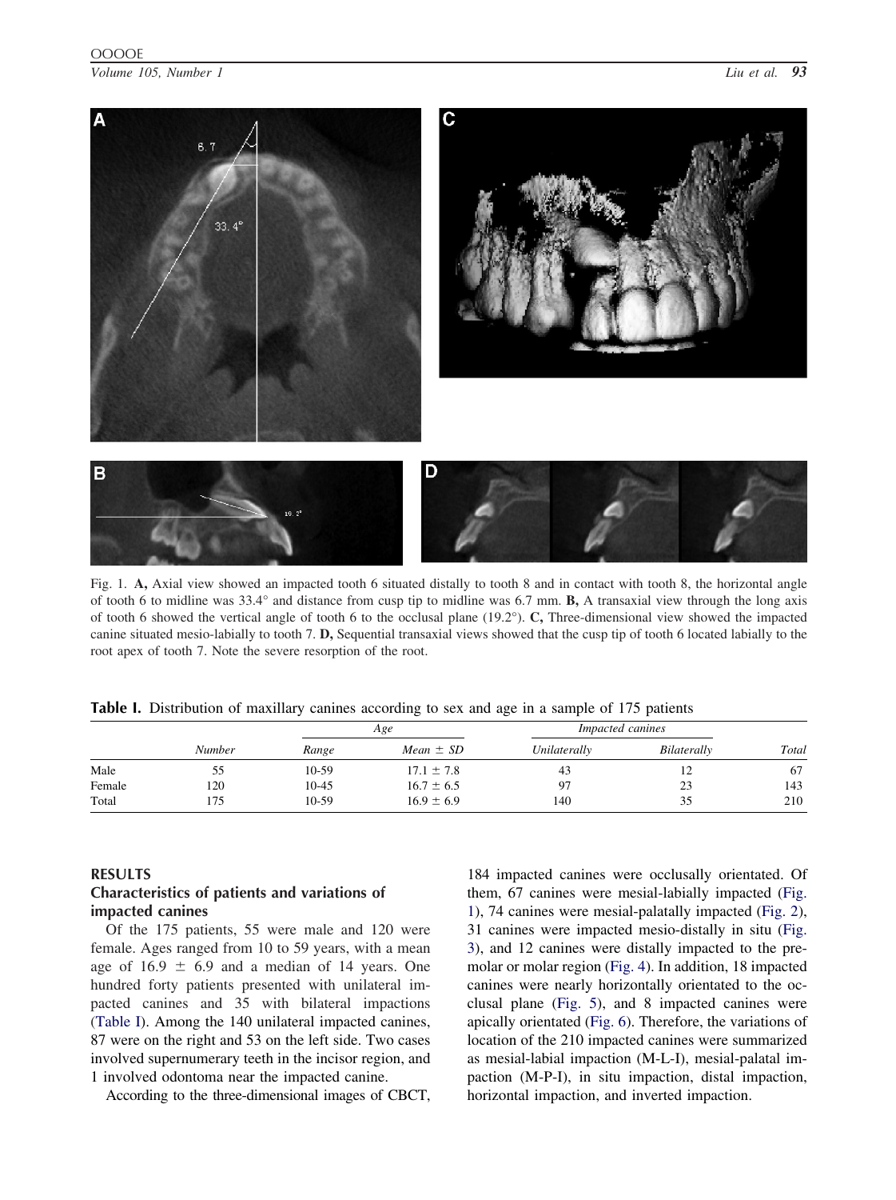Fig. 1. **A,** Axial view showed an impacted tooth 6 situated distally to tooth 8 and in contact with tooth 8, the horizontal angle of tooth 6 to midline was 33.4° and distance from cusp tip to midline was 6.7 mm. **B,** A transaxial view through the long axis of tooth 6 showed the vertical angle of tooth 6 to the occlusal plane (19.2°). **C,** Three-dimensional view showed the impacted canine situated mesio-labially to tooth 7. **D,** Sequential transaxial views showed that the cusp tip of tooth 6 located labially to the root apex of tooth 7. Note the severe resorption of the root.

**Table I.** Distribution of maxillary canines according to sex and age in a sample of 175 patients

| | | *Age* | | *Impacted canines* | | |
|---|---|---|---|---|---|---|
| | *Number* | *Range* | *Mean ± SD* | *Unilaterally* | *Bilaterally* | *Total* |
| Male | 55 | 10-59 | 17.1 ± 7.8 | 43 | 12 | 67 |
| Female | 120 | 10-45 | 16.7 ± 6.5 | 97 | 23 | 143 |
| Total | 175 | 10-59 | 16.9 ± 6.9 | 140 | 35 | 210 |

## RESULTS

### Characteristics of patients and variations of impacted canines

Of the 175 patients, 55 were male and 120 were female. Ages ranged from 10 to 59 years, with a mean age of 16.9 ± 6.9 and a median of 14 years. One hundred forty patients presented with unilateral impacted canines and 35 with bilateral impactions (Table I). Among the 140 unilateral impacted canines, 87 were on the right and 53 on the left side. Two cases involved supernumerary teeth in the incisor region, and 1 involved odontoma near the impacted canine.

According to the three-dimensional images of CBCT, 184 impacted canines were occlusally orientated. Of them, 67 canines were mesial-labially impacted (Fig. 1), 74 canines were mesial-palatally impacted (Fig. 2), 31 canines were impacted mesio-distally in situ (Fig. 3), and 12 canines were distally impacted to the premolar or molar region (Fig. 4). In addition, 18 impacted canines were nearly horizontally orientated to the occlusal plane (Fig. 5), and 8 impacted canines were apically orientated (Fig. 6). Therefore, the variations of location of the 210 impacted canines were summarized as mesial-labial impaction (M-L-I), mesial-palatal impaction (M-P-I), in situ impaction, distal impaction, horizontal impaction, and inverted impaction.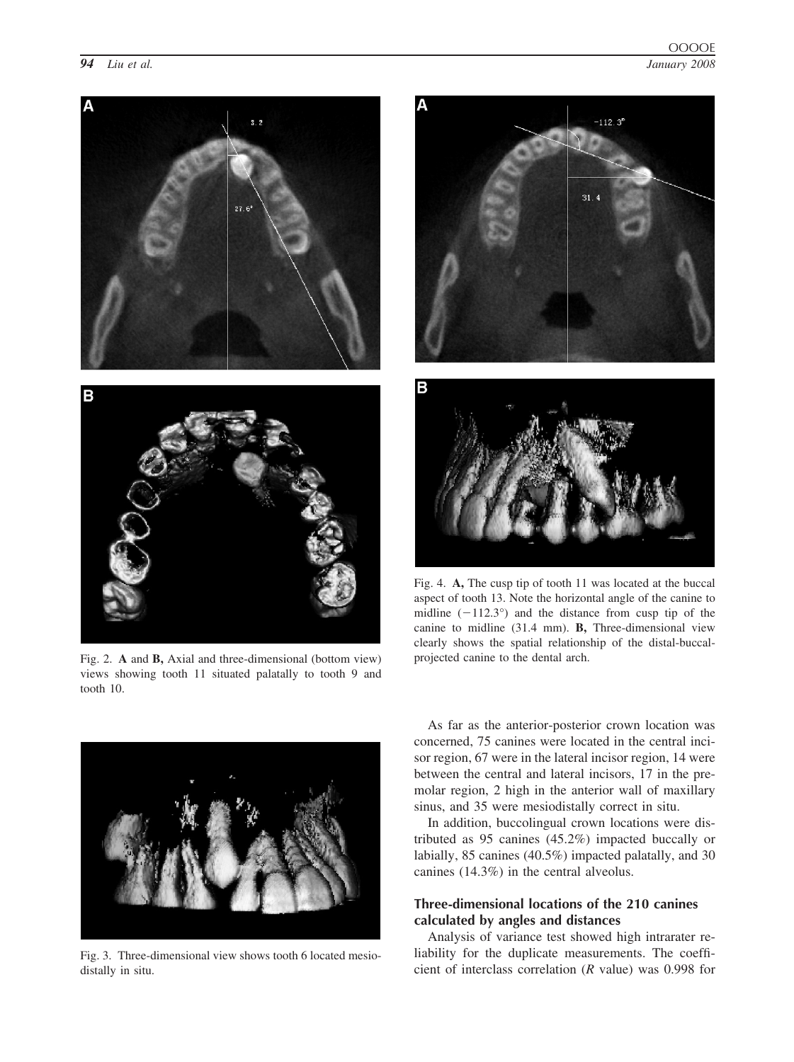Fig. 2. **A** and **B,** Axial and three-dimensional (bottom view) views showing tooth 11 situated palatally to tooth 9 and tooth 10.

Fig. 4. **A,** The cusp tip of tooth 11 was located at the buccal aspect of tooth 13. Note the horizontal angle of the canine to midline (−112.3°) and the distance from cusp tip of the canine to midline (31.4 mm). **B,** Three-dimensional view clearly shows the spatial relationship of the distal-buccal-projected canine to the dental arch.

Fig. 3. Three-dimensional view shows tooth 6 located mesiodistally in situ.

As far as the anterior-posterior crown location was concerned, 75 canines were located in the central incisor region, 67 were in the lateral incisor region, 14 were between the central and lateral incisors, 17 in the premolar region, 2 high in the anterior wall of maxillary sinus, and 35 were mesiodistally correct in situ.

In addition, buccolingual crown locations were distributed as 95 canines (45.2%) impacted buccally or labially, 85 canines (40.5%) impacted palatally, and 30 canines (14.3%) in the central alveolus.

### Three-dimensional locations of the 210 canines calculated by angles and distances

Analysis of variance test showed high intrarater reliability for the duplicate measurements. The coefficient of interclass correlation (*R* value) was 0.998 for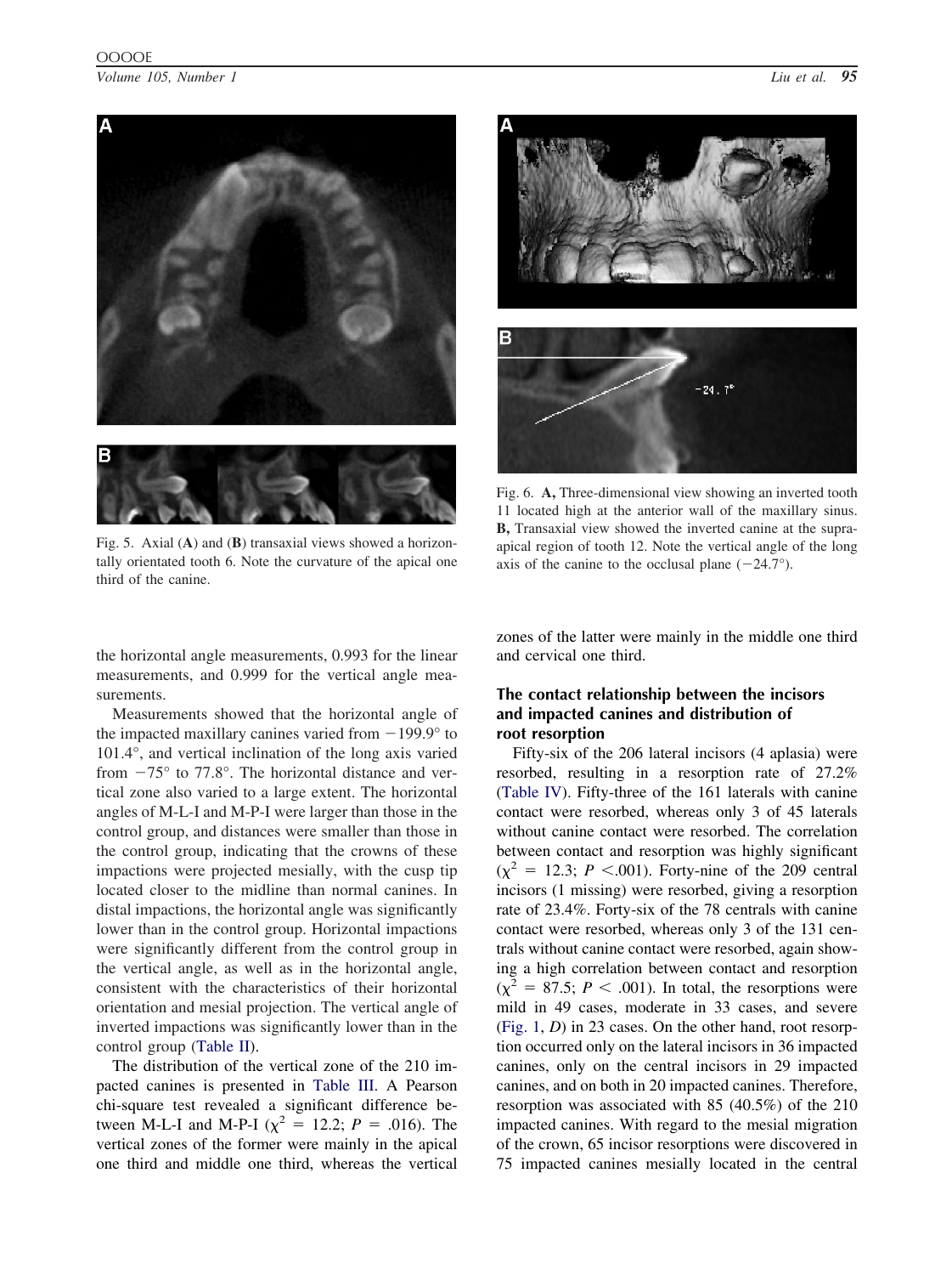Fig. 5. Axial (**A**) and (**B**) transaxial views showed a horizontally orientated tooth 6. Note the curvature of the apical one third of the canine.

Fig. 6. **A,** Three-dimensional view showing an inverted tooth 11 located high at the anterior wall of the maxillary sinus. **B,** Transaxial view showed the inverted canine at the supra-apical region of tooth 12. Note the vertical angle of the long axis of the canine to the occlusal plane (−24.7°).

the horizontal angle measurements, 0.993 for the linear measurements, and 0.999 for the vertical angle measurements.

Measurements showed that the horizontal angle of the impacted maxillary canines varied from −199.9° to 101.4°, and vertical inclination of the long axis varied from −75° to 77.8°. The horizontal distance and vertical zone also varied to a large extent. The horizontal angles of M-L-I and M-P-I were larger than those in the control group, and distances were smaller than those in the control group, indicating that the crowns of these impactions were projected mesially, with the cusp tip located closer to the midline than normal canines. In distal impactions, the horizontal angle was significantly lower than in the control group. Horizontal impactions were significantly different from the control group in the vertical angle, as well as in the horizontal angle, consistent with the characteristics of their horizontal orientation and mesial projection. The vertical angle of inverted impactions was significantly lower than in the control group (Table II).

The distribution of the vertical zone of the 210 impacted canines is presented in Table III. A Pearson chi-square test revealed a significant difference between M-L-I and M-P-I ($\chi^2$ = 12.2; $P$ = .016). The vertical zones of the former were mainly in the apical one third and middle one third, whereas the vertical zones of the latter were mainly in the middle one third and cervical one third.

### The contact relationship between the incisors and impacted canines and distribution of root resorption

Fifty-six of the 206 lateral incisors (4 aplasia) were resorbed, resulting in a resorption rate of 27.2% (Table IV). Fifty-three of the 161 laterals with canine contact were resorbed, whereas only 3 of 45 laterals without canine contact were resorbed. The correlation between contact and resorption was highly significant ($\chi^2$ = 12.3; $P$ <.001). Forty-nine of the 209 central incisors (1 missing) were resorbed, giving a resorption rate of 23.4%. Forty-six of the 78 centrals with canine contact were resorbed, whereas only 3 of the 131 centrals without canine contact were resorbed, again showing a high correlation between contact and resorption ($\chi^2$ = 87.5; $P$ < .001). In total, the resorptions were mild in 49 cases, moderate in 33 cases, and severe (Fig. 1, *D*) in 23 cases. On the other hand, root resorption occurred only on the lateral incisors in 36 impacted canines, only on the central incisors in 29 impacted canines, and on both in 20 impacted canines. Therefore, resorption was associated with 85 (40.5%) of the 210 impacted canines. With regard to the mesial migration of the crown, 65 incisor resorptions were discovered in 75 impacted canines mesially located in the central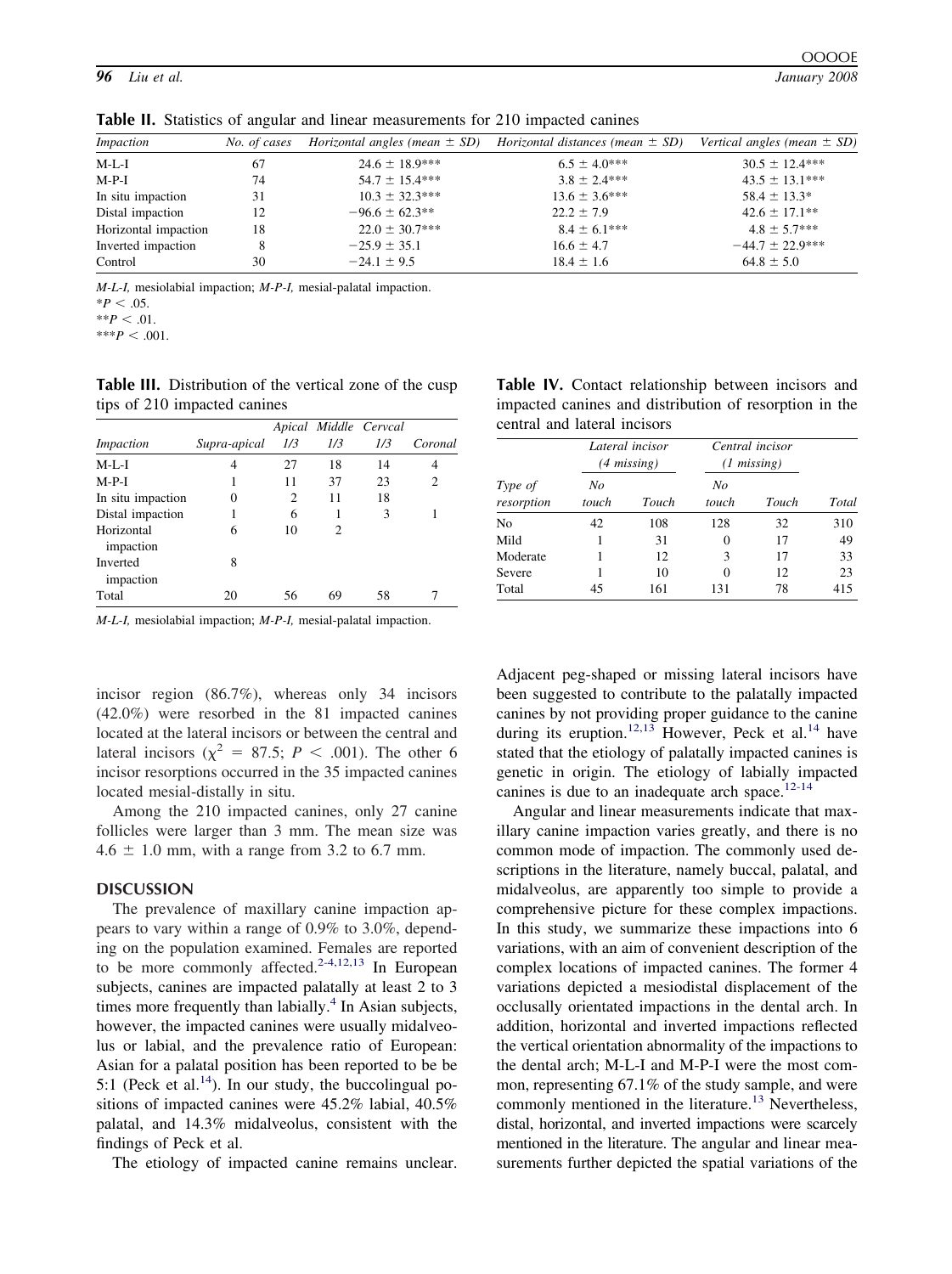**Table II.** Statistics of angular and linear measurements for 210 impacted canines

| Impaction | No. of cases | Horizontal angles (mean ± SD) | Horizontal distances (mean ± SD) | Vertical angles (mean ± SD) |
|---|---|---|---|---|
| M-L-I | 67 | 24.6 ± 18.9*** | 6.5 ± 4.0*** | 30.5 ± 12.4*** |
| M-P-I | 74 | 54.7 ± 15.4*** | 3.8 ± 2.4*** | 43.5 ± 13.1*** |
| In situ impaction | 31 | 10.3 ± 32.3*** | 13.6 ± 3.6*** | 58.4 ± 13.3* |
| Distal impaction | 12 | −96.6 ± 62.3** | 22.2 ± 7.9 | 42.6 ± 17.1** |
| Horizontal impaction | 18 | 22.0 ± 30.7*** | 8.4 ± 6.1*** | 4.8 ± 5.7*** |
| Inverted impaction | 8 | −25.9 ± 35.1 | 16.6 ± 4.7 | −44.7 ± 22.9*** |
| Control | 30 | −24.1 ± 9.5 | 18.4 ± 1.6 | 64.8 ± 5.0 |

*M-L-I,* mesiolabial impaction; *M-P-I,* mesial-palatal impaction.
*$P < .05$.
**$P < .01$.
***$P < .001$.

**Table III.** Distribution of the vertical zone of the cusp tips of 210 impacted canines

| Impaction | Supra-apical | Apical 1/3 | Middle 1/3 | Cervcal 1/3 | Coronal |
|---|---|---|---|---|---|
| M-L-I | 4 | 27 | 18 | 14 | 4 |
| M-P-I | 1 | 11 | 37 | 23 | 2 |
| In situ impaction | 0 | 2 | 11 | 18 | |
| Distal impaction | 1 | 6 | 1 | 3 | 1 |
| Horizontal impaction | 6 | 10 | 2 | | |
| Inverted impaction | 8 | | | | |
| Total | 20 | 56 | 69 | 58 | 7 |

*M-L-I,* mesiolabial impaction; *M-P-I,* mesial-palatal impaction.

**Table IV.** Contact relationship between incisors and impacted canines and distribution of resorption in the central and lateral incisors

| | Lateral incisor (4 missing) | | Central incisor (1 missing) | | |
|---|---|---|---|---|---|
| Type of resorption | No touch | Touch | No touch | Touch | Total |
| No | 42 | 108 | 128 | 32 | 310 |
| Mild | 1 | 31 | 0 | 17 | 49 |
| Moderate | 1 | 12 | 3 | 17 | 33 |
| Severe | 1 | 10 | 0 | 12 | 23 |
| Total | 45 | 161 | 131 | 78 | 415 |

incisor region (86.7%), whereas only 34 incisors (42.0%) were resorbed in the 81 impacted canines located at the lateral incisors or between the central and lateral incisors ($\chi^2 = 87.5$; $P < .001$). The other 6 incisor resorptions occurred in the 35 impacted canines located mesial-distally in situ.

Among the 210 impacted canines, only 27 canine follicles were larger than 3 mm. The mean size was 4.6 ± 1.0 mm, with a range from 3.2 to 6.7 mm.

## DISCUSSION

The prevalence of maxillary canine impaction appears to vary within a range of 0.9% to 3.0%, depending on the population examined. Females are reported to be more commonly affected.[2-4,12,13] In European subjects, canines are impacted palatally at least 2 to 3 times more frequently than labially.[4] In Asian subjects, however, the impacted canines were usually midalveolus or labial, and the prevalence ratio of European: Asian for a palatal position has been reported to be be 5:1 (Peck et al.[14]). In our study, the buccolingual positions of impacted canines were 45.2% labial, 40.5% palatal, and 14.3% midalveolus, consistent with the findings of Peck et al.

The etiology of impacted canine remains unclear. Adjacent peg-shaped or missing lateral incisors have been suggested to contribute to the palatally impacted canines by not providing proper guidance to the canine during its eruption.[12,13] However, Peck et al.[14] have stated that the etiology of palatally impacted canines is genetic in origin. The etiology of labially impacted canines is due to an inadequate arch space.[12-14]

Angular and linear measurements indicate that maxillary canine impaction varies greatly, and there is no common mode of impaction. The commonly used descriptions in the literature, namely buccal, palatal, and midalveolus, are apparently too simple to provide a comprehensive picture for these complex impactions. In this study, we summarize these impactions into 6 variations, with an aim of convenient description of the complex locations of impacted canines. The former 4 variations depicted a mesiodistal displacement of the occlusally orientated impactions in the dental arch. In addition, horizontal and inverted impactions reflected the vertical orientation abnormality of the impactions to the dental arch; M-L-I and M-P-I were the most common, representing 67.1% of the study sample, and were commonly mentioned in the literature.[13] Nevertheless, distal, horizontal, and inverted impactions were scarcely mentioned in the literature. The angular and linear measurements further depicted the spatial variations of the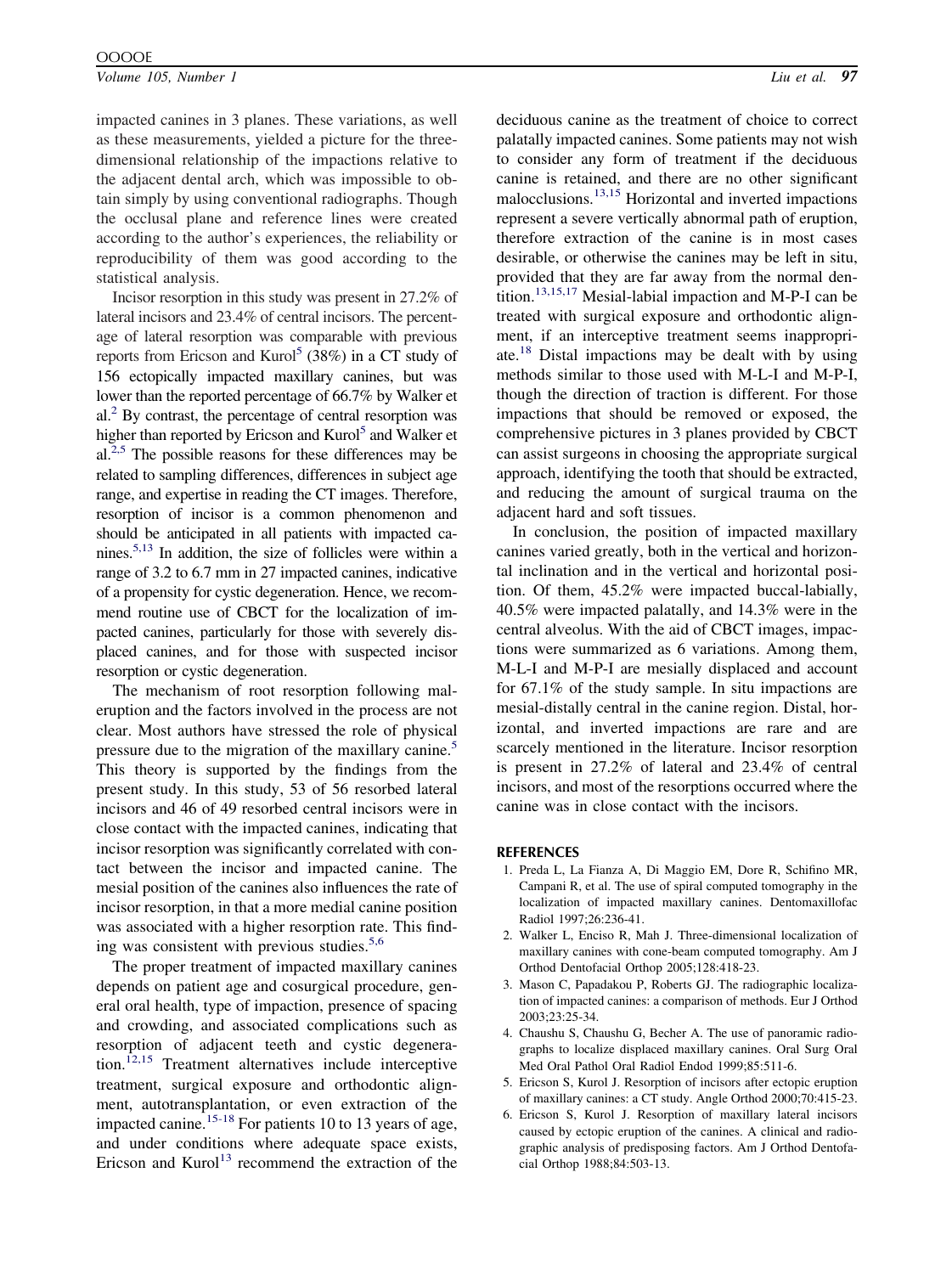impacted canines in 3 planes. These variations, as well as these measurements, yielded a picture for the three-dimensional relationship of the impactions relative to the adjacent dental arch, which was impossible to obtain simply by using conventional radiographs. Though the occlusal plane and reference lines were created according to the author's experiences, the reliability or reproducibility of them was good according to the statistical analysis.

Incisor resorption in this study was present in 27.2% of lateral incisors and 23.4% of central incisors. The percentage of lateral resorption was comparable with previous reports from Ericson and Kurol[5] (38%) in a CT study of 156 ectopically impacted maxillary canines, but was lower than the reported percentage of 66.7% by Walker et al.[2] By contrast, the percentage of central resorption was higher than reported by Ericson and Kurol[5] and Walker et al.[2,5] The possible reasons for these differences may be related to sampling differences, differences in subject age range, and expertise in reading the CT images. Therefore, resorption of incisor is a common phenomenon and should be anticipated in all patients with impacted canines.[5,13] In addition, the size of follicles were within a range of 3.2 to 6.7 mm in 27 impacted canines, indicative of a propensity for cystic degeneration. Hence, we recommend routine use of CBCT for the localization of impacted canines, particularly for those with severely displaced canines, and for those with suspected incisor resorption or cystic degeneration.

The mechanism of root resorption following maleruption and the factors involved in the process are not clear. Most authors have stressed the role of physical pressure due to the migration of the maxillary canine.[5] This theory is supported by the findings from the present study. In this study, 53 of 56 resorbed lateral incisors and 46 of 49 resorbed central incisors were in close contact with the impacted canines, indicating that incisor resorption was significantly correlated with contact between the incisor and impacted canine. The mesial position of the canines also influences the rate of incisor resorption, in that a more medial canine position was associated with a higher resorption rate. This finding was consistent with previous studies.[5,6]

The proper treatment of impacted maxillary canines depends on patient age and cosurgical procedure, general oral health, type of impaction, presence of spacing and crowding, and associated complications such as resorption of adjacent teeth and cystic degeneration.[12,15] Treatment alternatives include interceptive treatment, surgical exposure and orthodontic alignment, autotransplantation, or even extraction of the impacted canine.[15-18] For patients 10 to 13 years of age, and under conditions where adequate space exists, Ericson and Kurol[13] recommend the extraction of the deciduous canine as the treatment of choice to correct palatally impacted canines. Some patients may not wish to consider any form of treatment if the deciduous canine is retained, and there are no other significant malocclusions.[13,15] Horizontal and inverted impactions represent a severe vertically abnormal path of eruption, therefore extraction of the canine is in most cases desirable, or otherwise the canines may be left in situ, provided that they are far away from the normal dentition.[13,15,17] Mesial-labial impaction and M-P-I can be treated with surgical exposure and orthodontic alignment, if an interceptive treatment seems inappropriate.[18] Distal impactions may be dealt with by using methods similar to those used with M-L-I and M-P-I, though the direction of traction is different. For those impactions that should be removed or exposed, the comprehensive pictures in 3 planes provided by CBCT can assist surgeons in choosing the appropriate surgical approach, identifying the tooth that should be extracted, and reducing the amount of surgical trauma on the adjacent hard and soft tissues.

In conclusion, the position of impacted maxillary canines varied greatly, both in the vertical and horizontal inclination and in the vertical and horizontal position. Of them, 45.2% were impacted buccal-labially, 40.5% were impacted palatally, and 14.3% were in the central alveolus. With the aid of CBCT images, impactions were summarized as 6 variations. Among them, M-L-I and M-P-I are mesially displaced and account for 67.1% of the study sample. In situ impactions are mesial-distally central in the canine region. Distal, horizontal, and inverted impactions are rare and are scarcely mentioned in the literature. Incisor resorption is present in 27.2% of lateral and 23.4% of central incisors, and most of the resorptions occurred where the canine was in close contact with the incisors.

## REFERENCES

1. Preda L, La Fianza A, Di Maggio EM, Dore R, Schifino MR, Campani R, et al. The use of spiral computed tomography in the localization of impacted maxillary canines. Dentomaxillofac Radiol 1997;26:236-41.
2. Walker L, Enciso R, Mah J. Three-dimensional localization of maxillary canines with cone-beam computed tomography. Am J Orthod Dentofacial Orthop 2005;128:418-23.
3. Mason C, Papadakou P, Roberts GJ. The radiographic localization of impacted canines: a comparison of methods. Eur J Orthod 2003;23:25-34.
4. Chaushu S, Chaushu G, Becher A. The use of panoramic radiographs to localize displaced maxillary canines. Oral Surg Oral Med Oral Pathol Oral Radiol Endod 1999;85:511-6.
5. Ericson S, Kurol J. Resorption of incisors after ectopic eruption of maxillary canines: a CT study. Angle Orthod 2000;70:415-23.
6. Ericson S, Kurol J. Resorption of maxillary lateral incisors caused by ectopic eruption of the canines. A clinical and radiographic analysis of predisposing factors. Am J Orthod Dentofacial Orthop 1988;84:503-13.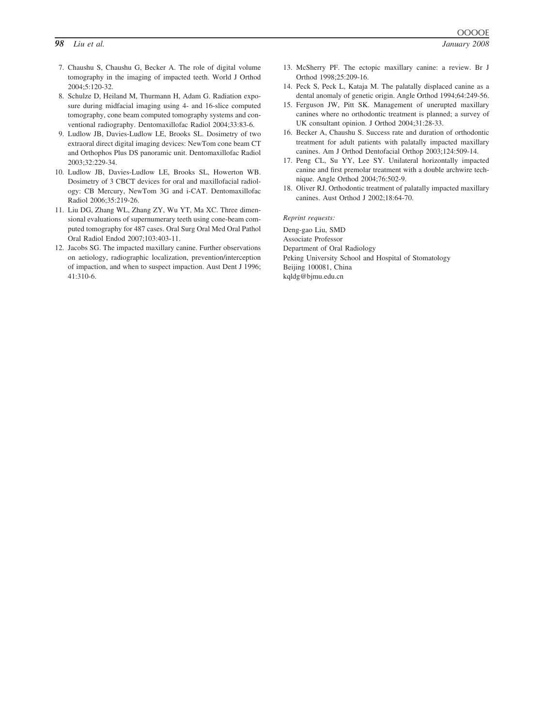7. Chaushu S, Chaushu G, Becker A. The role of digital volume tomography in the imaging of impacted teeth. World J Orthod 2004;5:120-32.
8. Schulze D, Heiland M, Thurmann H, Adam G. Radiation exposure during midfacial imaging using 4- and 16-slice computed tomography, cone beam computed tomography systems and conventional radiography. Dentomaxillofac Radiol 2004;33:83-6.
9. Ludlow JB, Davies-Ludlow LE, Brooks SL. Dosimetry of two extraoral direct digital imaging devices: NewTom cone beam CT and Orthophos Plus DS panoramic unit. Dentomaxillofac Radiol 2003;32:229-34.
10. Ludlow JB, Davies-Ludlow LE, Brooks SL, Howerton WB. Dosimetry of 3 CBCT devices for oral and maxillofacial radiology: CB Mercury, NewTom 3G and i-CAT. Dentomaxillofac Radiol 2006;35:219-26.
11. Liu DG, Zhang WL, Zhang ZY, Wu YT, Ma XC. Three dimensional evaluations of supernumerary teeth using cone-beam computed tomography for 487 cases. Oral Surg Oral Med Oral Pathol Oral Radiol Endod 2007;103:403-11.
12. Jacobs SG. The impacted maxillary canine. Further observations on aetiology, radiographic localization, prevention/interception of impaction, and when to suspect impaction. Aust Dent J 1996; 41:310-6.
13. McSherry PF. The ectopic maxillary canine: a review. Br J Orthod 1998;25:209-16.
14. Peck S, Peck L, Kataja M. The palatally displaced canine as a dental anomaly of genetic origin. Angle Orthod 1994;64:249-56.
15. Ferguson JW, Pitt SK. Management of unerupted maxillary canines where no orthodontic treatment is planned; a survey of UK consultant opinion. J Orthod 2004;31:28-33.
16. Becker A, Chaushu S. Success rate and duration of orthodontic treatment for adult patients with palatally impacted maxillary canines. Am J Orthod Dentofacial Orthop 2003;124:509-14.
17. Peng CL, Su YY, Lee SY. Unilateral horizontally impacted canine and first premolar treatment with a double archwire technique. Angle Orthod 2004;76:502-9.
18. Oliver RJ. Orthodontic treatment of palatally impacted maxillary canines. Aust Orthod J 2002;18:64-70.

*Reprint requests:*

Deng-gao Liu, SMD
Associate Professor
Department of Oral Radiology
Peking University School and Hospital of Stomatology
Beijing 100081, China
kqldg@bjmu.edu.cn